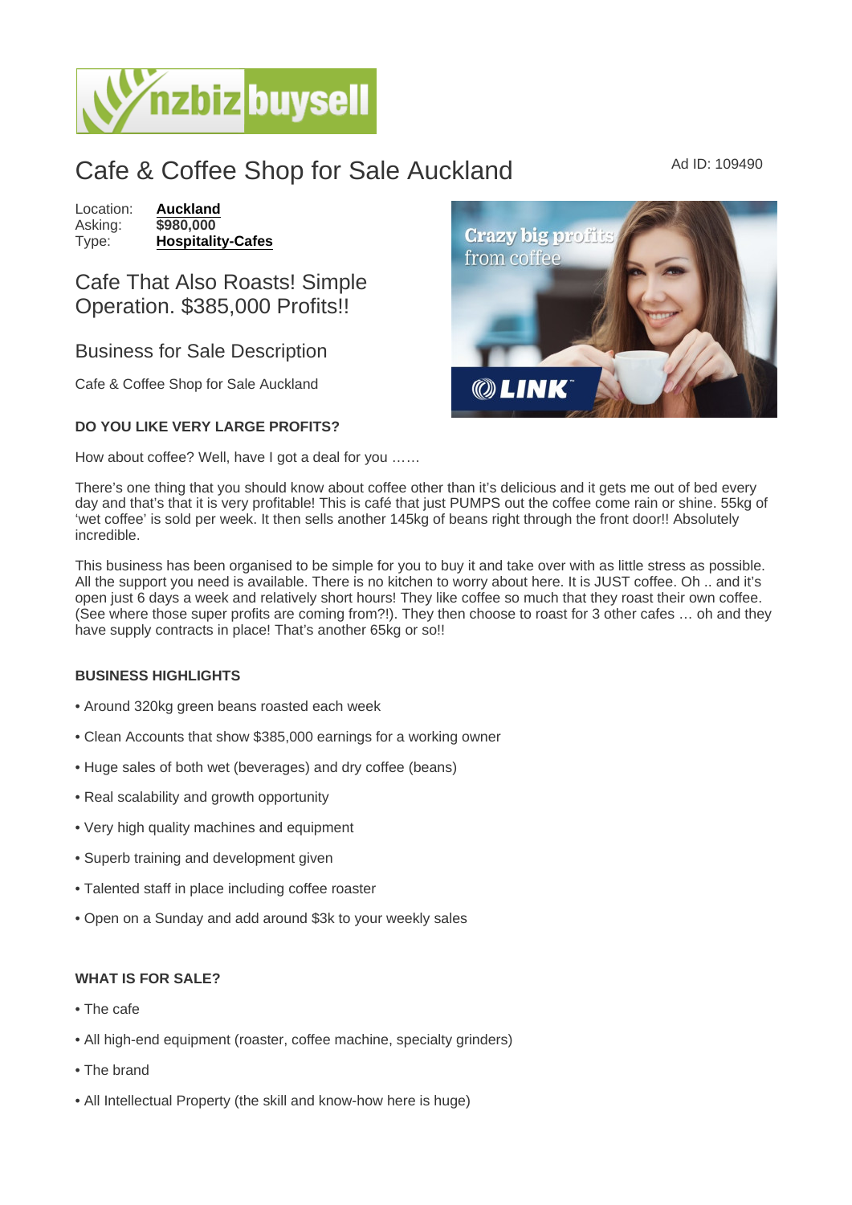# Cafe & Coffee Shop for Sale Auckland

Ad ID: 109490

Location: **Auckland**
Asking: **$980,000**
Type: **Hospitality-Cafes**

## Cafe That Also Roasts! Simple Operation. $385,000 Profits!!

## Business for Sale Description

Cafe & Coffee Shop for Sale Auckland

**DO YOU LIKE VERY LARGE PROFITS?**

How about coffee? Well, have I got a deal for you ……

There's one thing that you should know about coffee other than it's delicious and it gets me out of bed every day and that's that it is very profitable! This is café that just PUMPS out the coffee come rain or shine. 55kg of 'wet coffee' is sold per week. It then sells another 145kg of beans right through the front door!! Absolutely incredible.

This business has been organised to be simple for you to buy it and take over with as little stress as possible. All the support you need is available. There is no kitchen to worry about here. It is JUST coffee. Oh .. and it's open just 6 days a week and relatively short hours! They like coffee so much that they roast their own coffee. (See where those super profits are coming from?!). They then choose to roast for 3 other cafes … oh and they have supply contracts in place! That's another 65kg or so!!

**BUSINESS HIGHLIGHTS**

- Around 320kg green beans roasted each week
- Clean Accounts that show $385,000 earnings for a working owner
- Huge sales of both wet (beverages) and dry coffee (beans)
- Real scalability and growth opportunity
- Very high quality machines and equipment
- Superb training and development given
- Talented staff in place including coffee roaster
- Open on a Sunday and add around $3k to your weekly sales

**WHAT IS FOR SALE?**

- The cafe
- All high-end equipment (roaster, coffee machine, specialty grinders)
- The brand
- All Intellectual Property (the skill and know-how here is huge)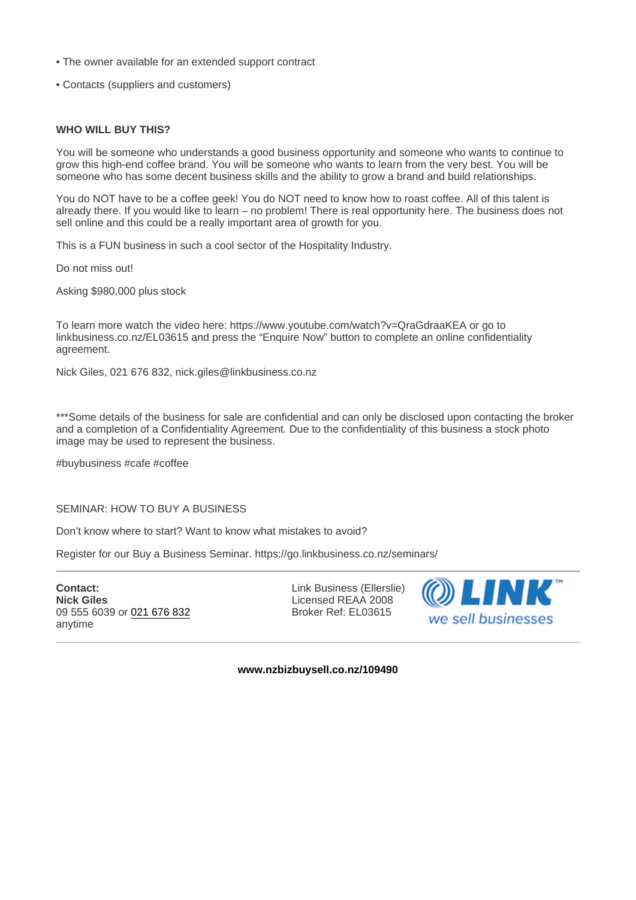- The owner available for an extended support contract
- Contacts (suppliers and customers)

**WHO WILL BUY THIS?**

You will be someone who understands a good business opportunity and someone who wants to continue to grow this high-end coffee brand. You will be someone who wants to learn from the very best. You will be someone who has some decent business skills and the ability to grow a brand and build relationships.

You do NOT have to be a coffee geek! You do NOT need to know how to roast coffee. All of this talent is already there. If you would like to learn – no problem! There is real opportunity here. The business does not sell online and this could be a really important area of growth for you.

This is a FUN business in such a cool sector of the Hospitality Industry.

Do not miss out!

Asking $980,000 plus stock

To learn more watch the video here: https://www.youtube.com/watch?v=QraGdraaKEA or go to linkbusiness.co.nz/EL03615 and press the "Enquire Now" button to complete an online confidentiality agreement.

Nick Giles, 021 676 832, nick.giles@linkbusiness.co.nz

***Some details of the business for sale are confidential and can only be disclosed upon contacting the broker and a completion of a Confidentiality Agreement. Due to the confidentiality of this business a stock photo image may be used to represent the business.

#buybusiness #cafe #coffee

SEMINAR: HOW TO BUY A BUSINESS

Don't know where to start? Want to know what mistakes to avoid?

Register for our Buy a Business Seminar. https://go.linkbusiness.co.nz/seminars/

---

**Contact:**
**Nick Giles**
09 555 6039 or 021 676 832
anytime

Link Business (Ellerslie)
Licensed REAA 2008
Broker Ref: EL03615

LINK™ we sell businesses

---

**www.nzbizbuysell.co.nz/109490**